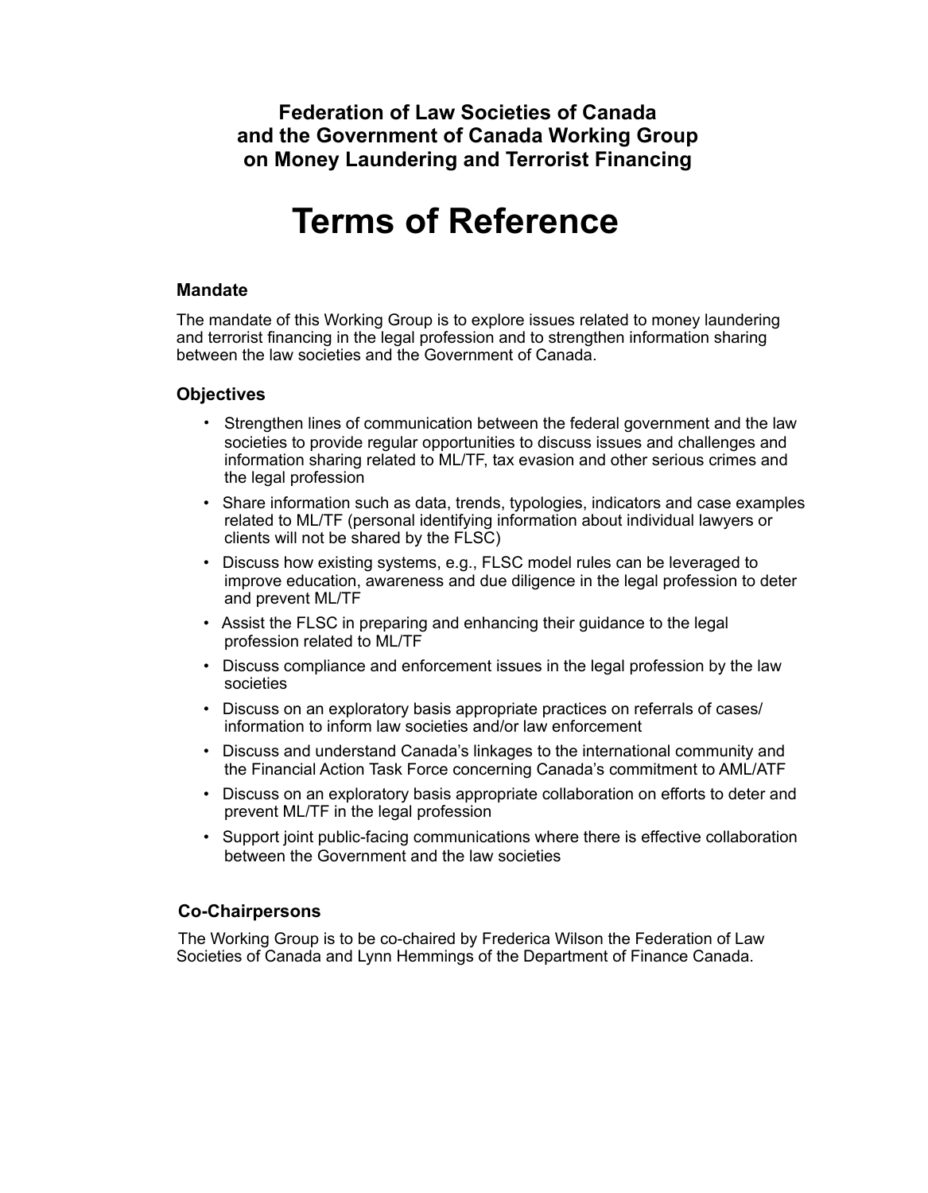# Federation of Law Societies of Canada and the Government of Canada Working Group on Money Laundering and Terrorist Financing

# Terms of Reference

## Mandate

The mandate of this Working Group is to explore issues related to money laundering and terrorist financing in the legal profession and to strengthen information sharing between the law societies and the Government of Canada.

## Objectives

- Strengthen lines of communication between the federal government and the law societies to provide regular opportunities to discuss issues and challenges and information sharing related to ML/TF, tax evasion and other serious crimes and the legal profession
- Share information such as data, trends, typologies, indicators and case examples related to ML/TF (personal identifying information about individual lawyers or clients will not be shared by the FLSC)
- Discuss how existing systems, e.g., FLSC model rules can be leveraged to improve education, awareness and due diligence in the legal profession to deter and prevent ML/TF
- Assist the FLSC in preparing and enhancing their guidance to the legal profession related to ML/TF
- Discuss compliance and enforcement issues in the legal profession by the law societies
- Discuss on an exploratory basis appropriate practices on referrals of cases/ information to inform law societies and/or law enforcement
- Discuss and understand Canada's linkages to the international community and the Financial Action Task Force concerning Canada's commitment to AML/ATF
- Discuss on an exploratory basis appropriate collaboration on efforts to deter and prevent ML/TF in the legal profession
- Support joint public-facing communications where there is effective collaboration between the Government and the law societies

## Co-Chairpersons

The Working Group is to be co-chaired by Frederica Wilson the Federation of Law Societies of Canada and Lynn Hemmings of the Department of Finance Canada.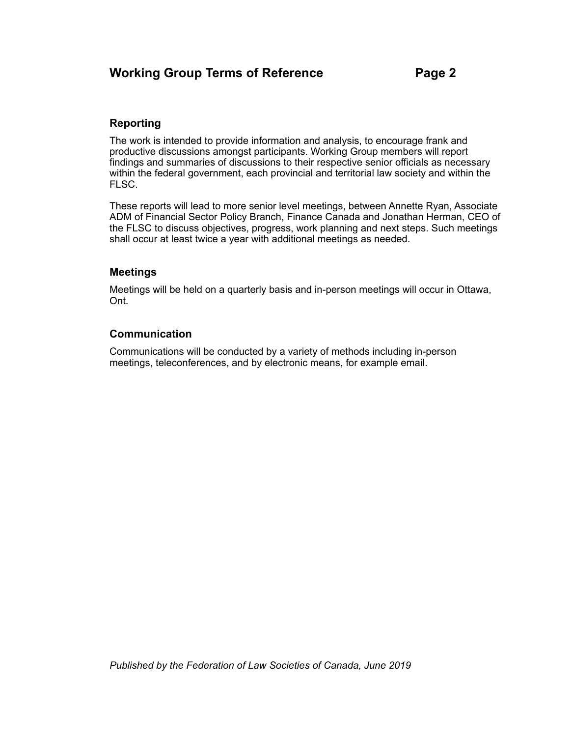## Reporting

The work is intended to provide information and analysis, to encourage frank and productive discussions amongst participants. Working Group members will report findings and summaries of discussions to their respective senior officials as necessary within the federal government, each provincial and territorial law society and within the FLSC.

These reports will lead to more senior level meetings, between Annette Ryan, Associate ADM of Financial Sector Policy Branch, Finance Canada and Jonathan Herman, CEO of the FLSC to discuss objectives, progress, work planning and next steps. Such meetings shall occur at least twice a year with additional meetings as needed.

## Meetings

Meetings will be held on a quarterly basis and in-person meetings will occur in Ottawa, Ont.

## Communication

Communications will be conducted by a variety of methods including in-person meetings, teleconferences, and by electronic means, for example email.

*Published by the Federation of Law Societies of Canada, June 2019*